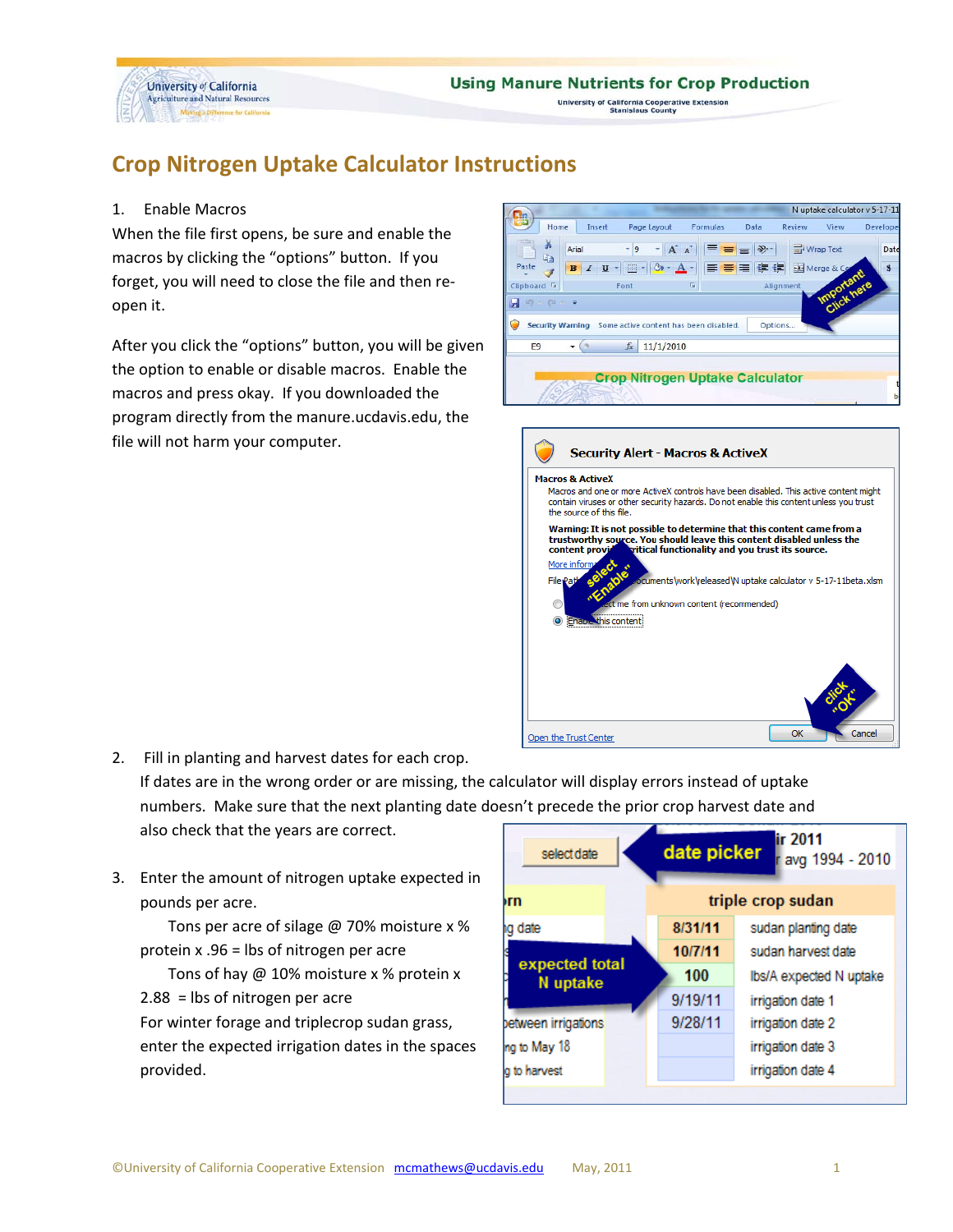# Crop Nitrogen Uptake Calculator Instructions

1. Enable Macros

When the file first opens, be sure and enable the macros by clicking the "options" button. If you forget, you will need to close the file and then re-open it.

After you click the "options" button, you will be given the option to enable or disable macros. Enable the macros and press okay. If you downloaded the program directly from the manure.ucdavis.edu, the file will not harm your computer.

2. Fill in planting and harvest dates for each crop.
   If dates are in the wrong order or are missing, the calculator will display errors instead of uptake numbers. Make sure that the next planting date doesn't precede the prior crop harvest date and also check that the years are correct.

3. Enter the amount of nitrogen uptake expected in pounds per acre.

   Tons per acre of silage @ 70% moisture x % protein x .96 = lbs of nitrogen per acre

   Tons of hay @ 10% moisture x % protein x 2.88 = lbs of nitrogen per acre

   For winter forage and triplecrop sudan grass, enter the expected irrigation dates in the spaces provided.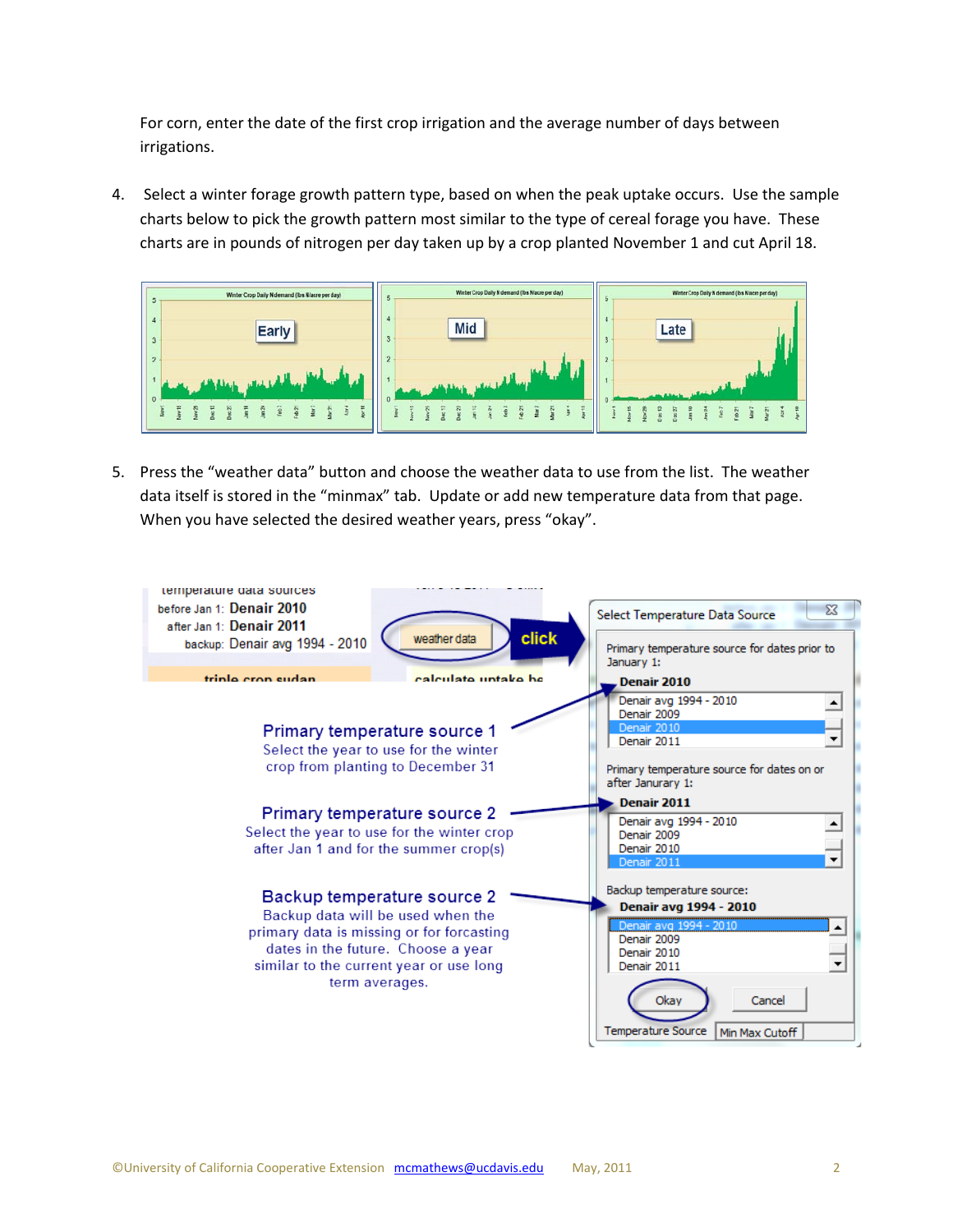For corn, enter the date of the first crop irrigation and the average number of days between irrigations.

4. Select a winter forage growth pattern type, based on when the peak uptake occurs. Use the sample charts below to pick the growth pattern most similar to the type of cereal forage you have. These charts are in pounds of nitrogen per day taken up by a crop planted November 1 and cut April 18.

5. Press the "weather data" button and choose the weather data to use from the list. The weather data itself is stored in the "minmax" tab. Update or add new temperature data from that page. When you have selected the desired weather years, press "okay".

**Primary temperature source 1**
Select the year to use for the winter crop from planting to December 31

**Primary temperature source 2**
Select the year to use for the winter crop after Jan 1 and for the summer crop(s)

**Backup temperature source 2**
Backup data will be used when the primary data is missing or for forcasting dates in the future. Choose a year similar to the current year or use long term averages.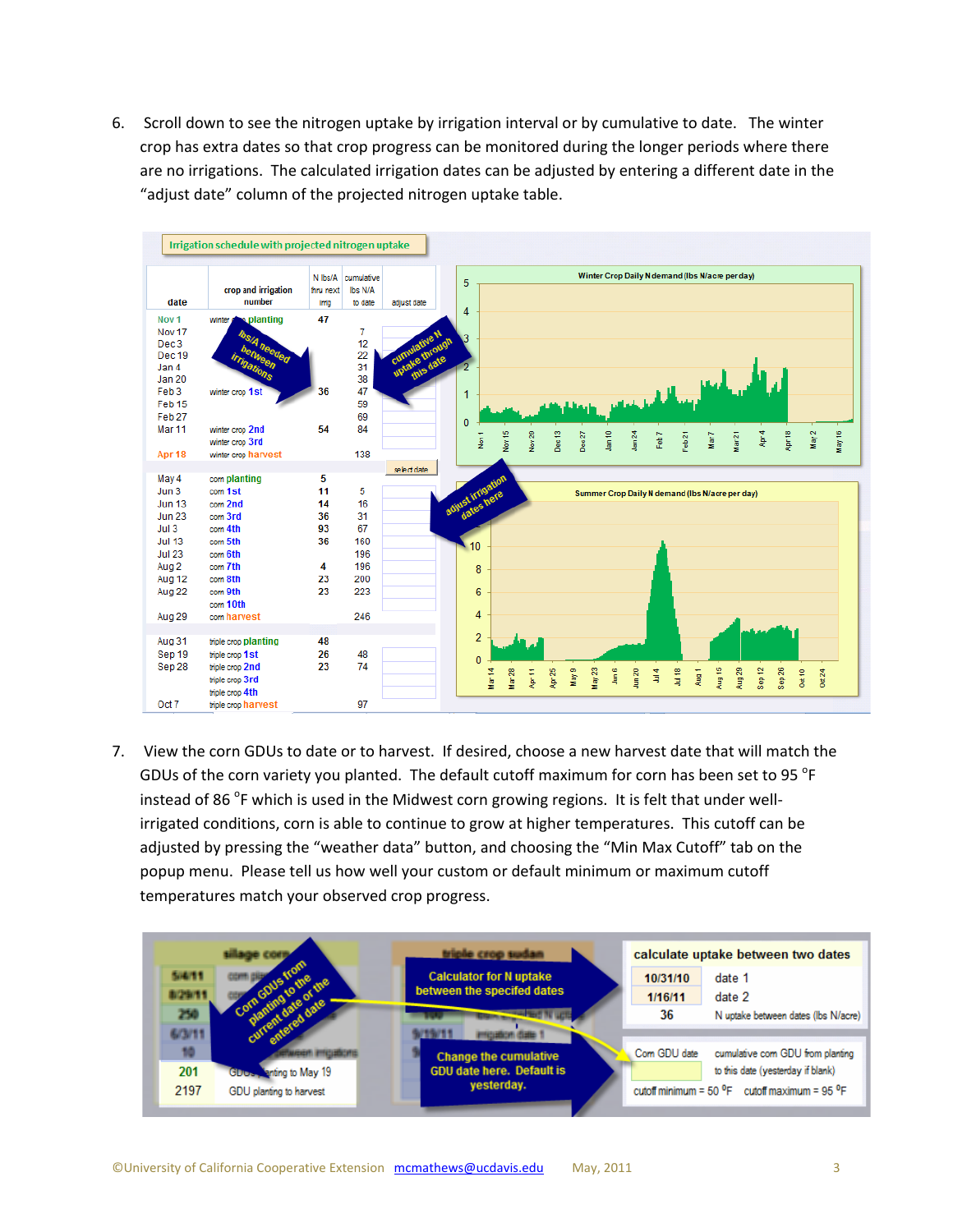6. Scroll down to see the nitrogen uptake by irrigation interval or by cumulative to date. The winter crop has extra dates so that crop progress can be monitored during the longer periods where there are no irrigations. The calculated irrigation dates can be adjusted by entering a different date in the "adjust date" column of the projected nitrogen uptake table.

**Irrigation schedule with projected nitrogen uptake**

| date | crop and irrigation number | N lbs/A thru next irrg | cumulative lbs N/A to date | adjust date |
|---|---|---|---|---|
| Nov 1 | winter crop planting | 47 | | |
| Nov 17 | | | 7 | |
| Dec 3 | | | 12 | |
| Dec 19 | | | 22 | |
| Jan 4 | | | 31 | |
| Jan 20 | | | 38 | |
| Feb 3 | winter crop 1st | 36 | 47 | |
| Feb 15 | | | 59 | |
| Feb 27 | | | 69 | |
| Mar 11 | winter crop 2nd | 54 | 84 | |
| | winter crop 3rd | | | |
| Apr 18 | winter crop harvest | | 138 | |
| May 4 | corn planting | 5 | | |
| Jun 3 | corn 1st | 11 | 5 | |
| Jun 13 | corn 2nd | 14 | 16 | |
| Jun 23 | corn 3rd | 36 | 31 | |
| Jul 3 | corn 4th | 93 | 67 | |
| Jul 13 | corn 5th | 36 | 160 | |
| Jul 23 | corn 6th | | 196 | |
| Aug 2 | corn 7th | 4 | 196 | |
| Aug 12 | corn 8th | 23 | 200 | |
| Aug 22 | corn 9th | 23 | 223 | |
| | corn 10th | | | |
| Aug 29 | corn harvest | | 246 | |
| Aug 31 | triple crop planting | 48 | | |
| Sep 19 | triple crop 1st | 26 | 48 | |
| Sep 28 | triple crop 2nd | 23 | 74 | |
| | triple crop 3rd | | | |
| | triple crop 4th | | | |
| Oct 7 | triple crop harvest | | 97 | |

Annotations: "lbs/A needed between irrigations", "cumulative N uptake through this date", "adjust irrigation dates here", "select date"

Charts: Winter Crop Daily N demand (lbs N/acre per day); Summer Crop Daily N demand (lbs N/acre per day)

7. View the corn GDUs to date or to harvest. If desired, choose a new harvest date that will match the GDUs of the corn variety you planted. The default cutoff maximum for corn has been set to 95 °F instead of 86 °F which is used in the Midwest corn growing regions. It is felt that under well-irrigated conditions, corn is able to continue to grow at higher temperatures. This cutoff can be adjusted by pressing the "weather data" button, and choosing the "Min Max Cutoff" tab on the popup menu. Please tell us how well your custom or default minimum or maximum cutoff temperatures match your observed crop progress.

| silage corn | |
|---|---|
| 201 | GDUs planting to May 19 |
| 2197 | GDU planting to harvest |

Annotations: "Corn GDUs from planting to the current date or the entered date", "Calculator for N uptake between the specified dates", "Change the cumulative GDU date here. Default is yesterday."

**calculate uptake between two dates**

| | |
|---|---|
| 10/31/10 | date 1 |
| 1/16/11 | date 2 |
| 36 | N uptake between dates (lbs N/acre) |

| Corn GDU date | cumulative corn GDU from planting to this date (yesterday if blank) |
|---|---|
| | |

cutoff minimum = 50 °F cutoff maximum = 95 °F

©University of California Cooperative Extension mcmathews@ucdavis.edu May, 2011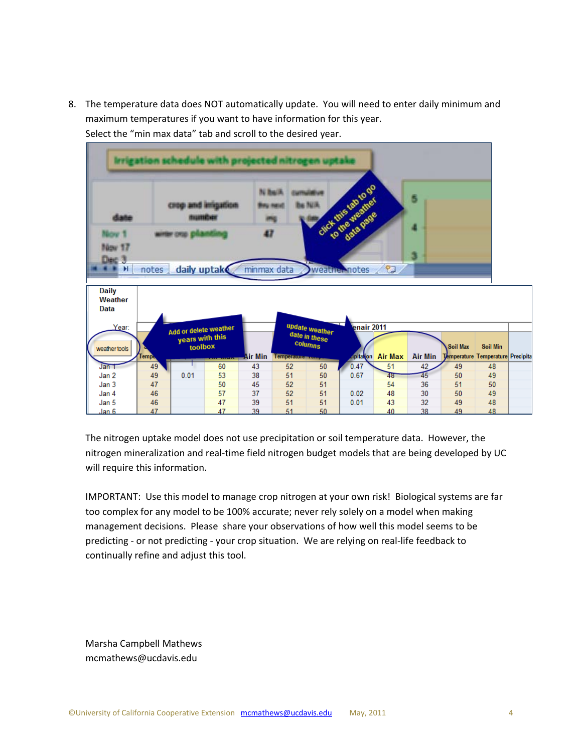8. The temperature data does NOT automatically update. You will need to enter daily minimum and maximum temperatures if you want to have information for this year.
   Select the "min max data" tab and scroll to the desired year.

The nitrogen uptake model does not use precipitation or soil temperature data. However, the nitrogen mineralization and real-time field nitrogen budget models that are being developed by UC will require this information.

IMPORTANT: Use this model to manage crop nitrogen at your own risk! Biological systems are far too complex for any model to be 100% accurate; never rely solely on a model when making management decisions. Please share your observations of how well this model seems to be predicting - or not predicting - your crop situation. We are relying on real-life feedback to continually refine and adjust this tool.

Marsha Campbell Mathews
mcmathews@ucdavis.edu

©University of California Cooperative Extension mcmathews@ucdavis.edu May, 2011